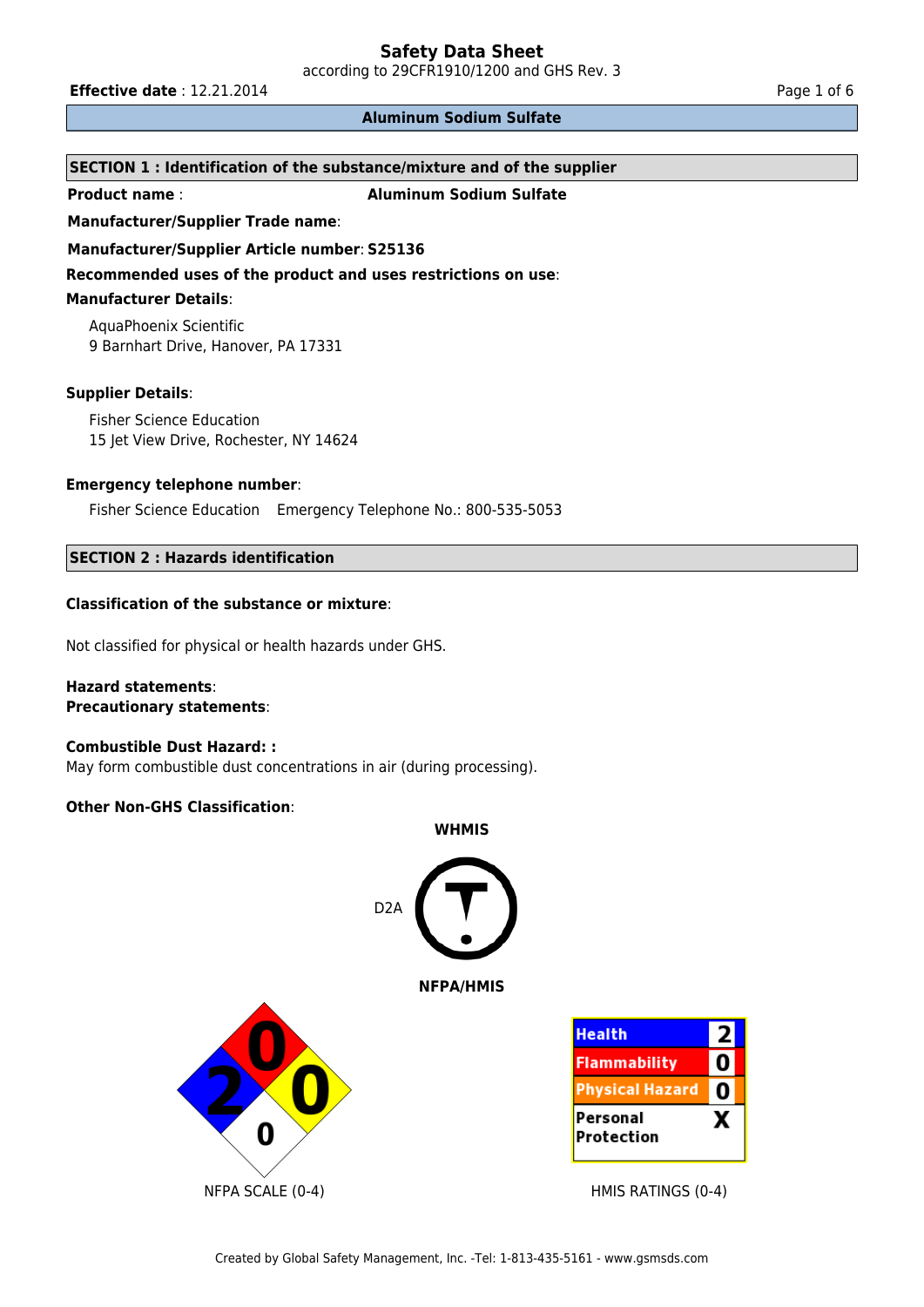# Safety Data Sheet

according to 29CFR1910/1200 and GHS Rev. 3

**Effective date** : 12.21.2014

**Aluminum Sodium Sulfate**

## SECTION 1 : Identification of the substance/mixture and of the supplier

**Product name** : **Aluminum Sodium Sulfate**

**Manufacturer/Supplier Trade name**:

**Manufacturer/Supplier Article number**: **S25136**

**Recommended uses of the product and uses restrictions on use**:

**Manufacturer Details**:

AquaPhoenix Scientific
9 Barnhart Drive, Hanover, PA 17331

**Supplier Details**:

Fisher Science Education
15 Jet View Drive, Rochester, NY 14624

**Emergency telephone number**:

Fisher Science Education Emergency Telephone No.: 800-535-5053

## SECTION 2 : Hazards identification

**Classification of the substance or mixture**:

Not classified for physical or health hazards under GHS.

**Hazard statements**:
**Precautionary statements**:

**Combustible Dust Hazard: :**
May form combustible dust concentrations in air (during processing).

**Other Non-GHS Classification**:

**WHMIS**

D2A

**NFPA/HMIS**

NFPA: Health 2, Flammability 0, Reactivity 0, Special 0

NFPA SCALE (0-4)

| | |
|---|---|
| Health | 2 |
| Flammability | 0 |
| Physical Hazard | 0 |
| Personal Protection | X |

HMIS RATINGS (0-4)

Created by Global Safety Management, Inc. -Tel: 1-813-435-5161 - www.gsmsds.com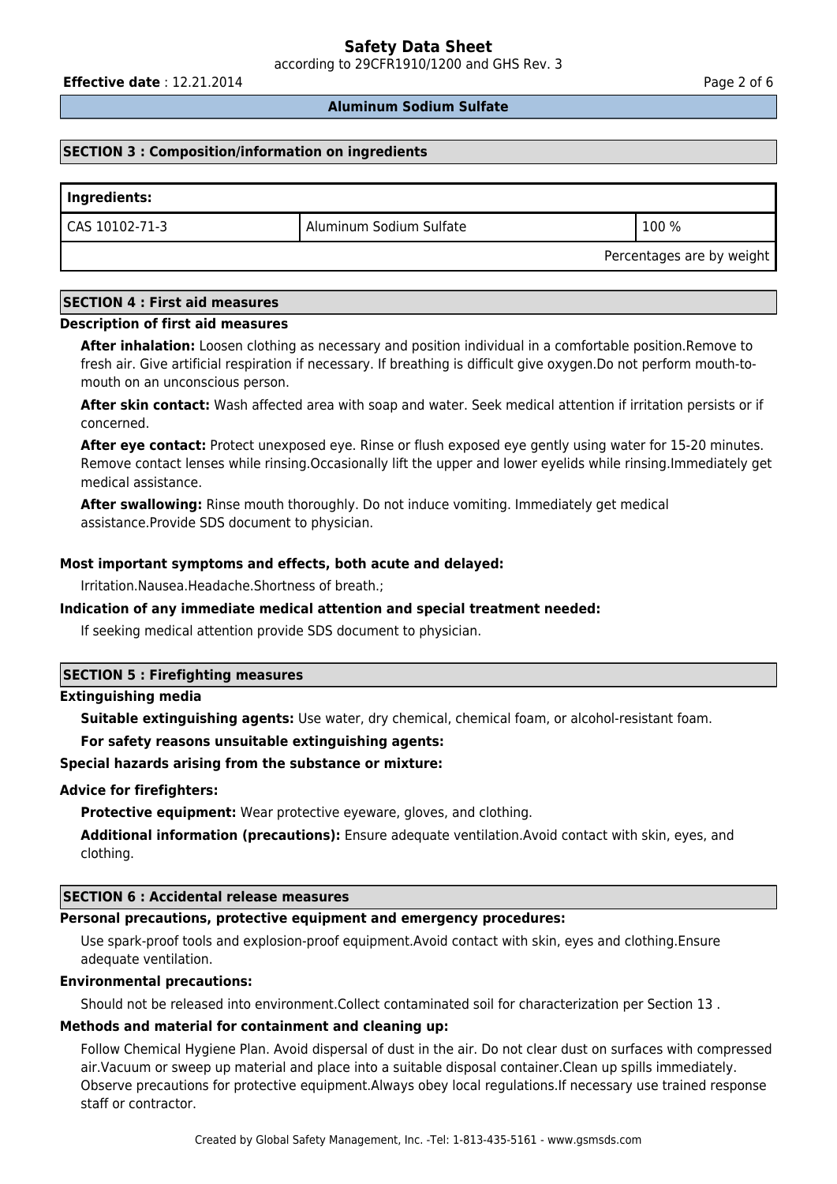## SECTION 3 : Composition/information on ingredients

| Ingredients: | | |
|---|---|---|
| CAS 10102-71-3 | Aluminum Sodium Sulfate | 100 % |
| | | Percentages are by weight |

## SECTION 4 : First aid measures

**Description of first aid measures**

**After inhalation:** Loosen clothing as necessary and position individual in a comfortable position.Remove to fresh air. Give artificial respiration if necessary. If breathing is difficult give oxygen.Do not perform mouth-to-mouth on an unconscious person.

**After skin contact:** Wash affected area with soap and water. Seek medical attention if irritation persists or if concerned.

**After eye contact:** Protect unexposed eye. Rinse or flush exposed eye gently using water for 15-20 minutes. Remove contact lenses while rinsing.Occasionally lift the upper and lower eyelids while rinsing.Immediately get medical assistance.

**After swallowing:** Rinse mouth thoroughly. Do not induce vomiting. Immediately get medical assistance.Provide SDS document to physician.

**Most important symptoms and effects, both acute and delayed:**

Irritation.Nausea.Headache.Shortness of breath.;

**Indication of any immediate medical attention and special treatment needed:**

If seeking medical attention provide SDS document to physician.

## SECTION 5 : Firefighting measures

**Extinguishing media**

**Suitable extinguishing agents:** Use water, dry chemical, chemical foam, or alcohol-resistant foam.

**For safety reasons unsuitable extinguishing agents:**

**Special hazards arising from the substance or mixture:**

**Advice for firefighters:**

**Protective equipment:** Wear protective eyeware, gloves, and clothing.

**Additional information (precautions):** Ensure adequate ventilation.Avoid contact with skin, eyes, and clothing.

## SECTION 6 : Accidental release measures

**Personal precautions, protective equipment and emergency procedures:**

Use spark-proof tools and explosion-proof equipment.Avoid contact with skin, eyes and clothing.Ensure adequate ventilation.

**Environmental precautions:**

Should not be released into environment.Collect contaminated soil for characterization per Section 13 .

**Methods and material for containment and cleaning up:**

Follow Chemical Hygiene Plan. Avoid dispersal of dust in the air. Do not clear dust on surfaces with compressed air.Vacuum or sweep up material and place into a suitable disposal container.Clean up spills immediately. Observe precautions for protective equipment.Always obey local regulations.If necessary use trained response staff or contractor.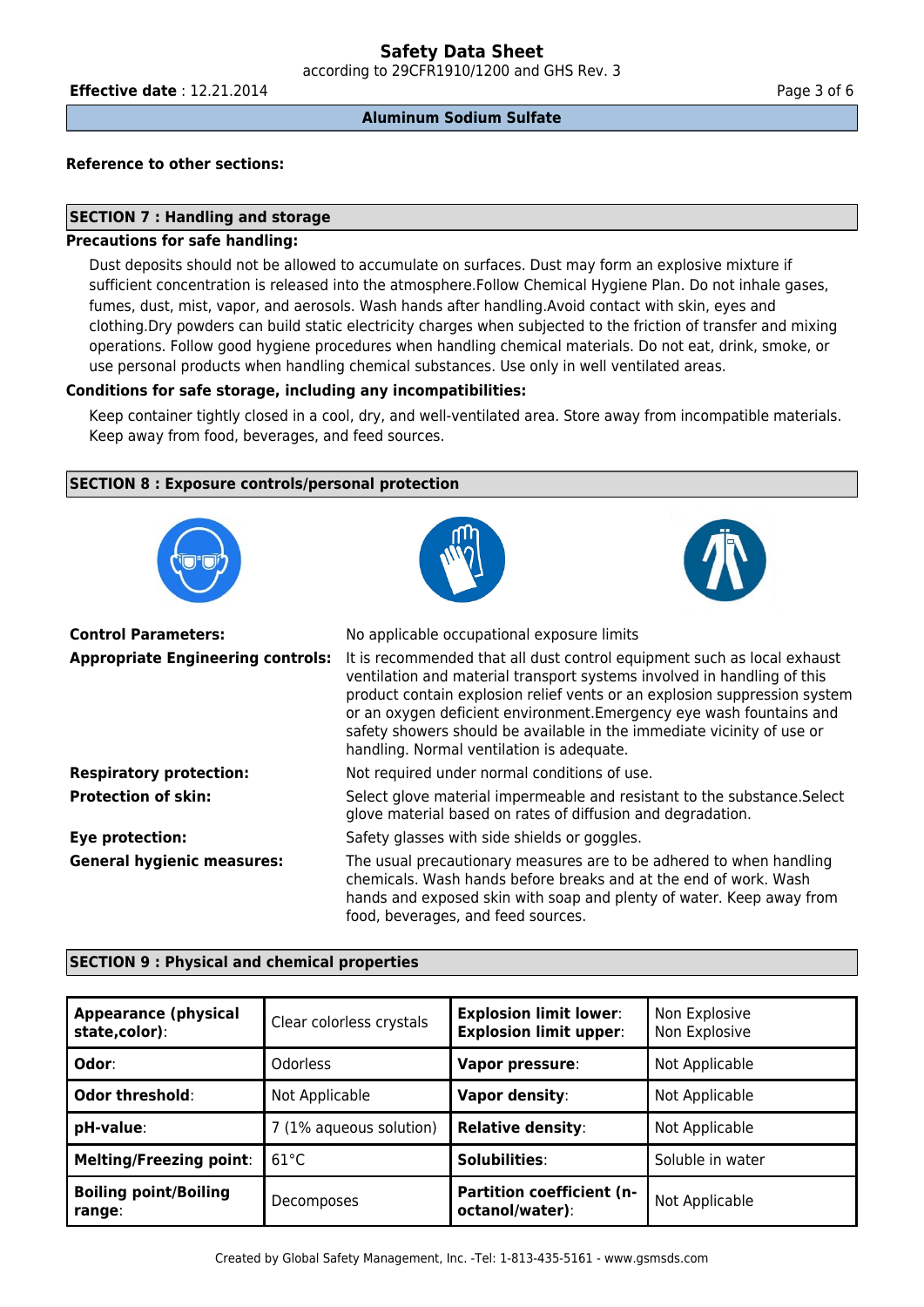**Reference to other sections:**

## SECTION 7 : Handling and storage

**Precautions for safe handling:**

Dust deposits should not be allowed to accumulate on surfaces. Dust may form an explosive mixture if sufficient concentration is released into the atmosphere.Follow Chemical Hygiene Plan. Do not inhale gases, fumes, dust, mist, vapor, and aerosols. Wash hands after handling.Avoid contact with skin, eyes and clothing.Dry powders can build static electricity charges when subjected to the friction of transfer and mixing operations. Follow good hygiene procedures when handling chemical materials. Do not eat, drink, smoke, or use personal products when handling chemical substances. Use only in well ventilated areas.

**Conditions for safe storage, including any incompatibilities:**

Keep container tightly closed in a cool, dry, and well-ventilated area. Store away from incompatible materials. Keep away from food, beverages, and feed sources.

## SECTION 8 : Exposure controls/personal protection

**Control Parameters:** No applicable occupational exposure limits

**Appropriate Engineering controls:** It is recommended that all dust control equipment such as local exhaust ventilation and material transport systems involved in handling of this product contain explosion relief vents or an explosion suppression system or an oxygen deficient environment.Emergency eye wash fountains and safety showers should be available in the immediate vicinity of use or handling. Normal ventilation is adequate.

**Respiratory protection:** Not required under normal conditions of use.

**Protection of skin:** Select glove material impermeable and resistant to the substance.Select glove material based on rates of diffusion and degradation.

**Eye protection:** Safety glasses with side shields or goggles.

**General hygienic measures:** The usual precautionary measures are to be adhered to when handling chemicals. Wash hands before breaks and at the end of work. Wash hands and exposed skin with soap and plenty of water. Keep away from food, beverages, and feed sources.

## SECTION 9 : Physical and chemical properties

| | | | |
|---|---|---|---|
| **Appearance (physical state,color)**: | Clear colorless crystals | **Explosion limit lower**: **Explosion limit upper**: | Non Explosive Non Explosive |
| **Odor**: | Odorless | **Vapor pressure**: | Not Applicable |
| **Odor threshold**: | Not Applicable | **Vapor density**: | Not Applicable |
| **pH-value**: | 7 (1% aqueous solution) | **Relative density**: | Not Applicable |
| **Melting/Freezing point**: | 61°C | **Solubilities**: | Soluble in water |
| **Boiling point/Boiling range**: | Decomposes | **Partition coefficient (n-octanol/water)**: | Not Applicable |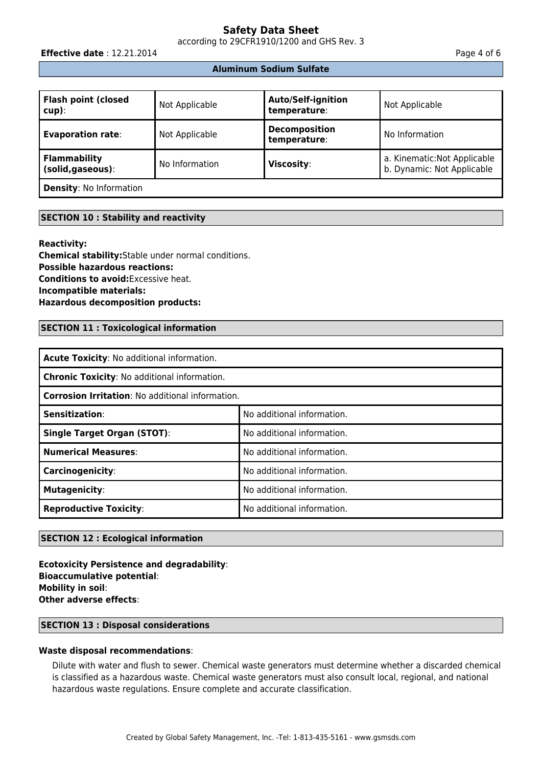## Aluminum Sodium Sulfate

| | | | |
|---|---|---|---|
| **Flash point (closed cup)**: | Not Applicable | **Auto/Self-ignition temperature**: | Not Applicable |
| **Evaporation rate**: | Not Applicable | **Decomposition temperature**: | No Information |
| **Flammability (solid,gaseous)**: | No Information | **Viscosity**: | a. Kinematic:Not Applicable<br>b. Dynamic: Not Applicable |
| **Density**: No Information | | | |

## SECTION 10 : Stability and reactivity

**Reactivity:**
**Chemical stability:**Stable under normal conditions.
**Possible hazardous reactions:**
**Conditions to avoid:**Excessive heat.
**Incompatible materials:**
**Hazardous decomposition products:**

## SECTION 11 : Toxicological information

| | |
|---|---|
| **Acute Toxicity**: No additional information. | |
| **Chronic Toxicity**: No additional information. | |
| **Corrosion Irritation**: No additional information. | |
| **Sensitization**: | No additional information. |
| **Single Target Organ (STOT)**: | No additional information. |
| **Numerical Measures**: | No additional information. |
| **Carcinogenicity**: | No additional information. |
| **Mutagenicity**: | No additional information. |
| **Reproductive Toxicity**: | No additional information. |

## SECTION 12 : Ecological information

**Ecotoxicity Persistence and degradability**:
**Bioaccumulative potential**:
**Mobility in soil**:
**Other adverse effects**:

## SECTION 13 : Disposal considerations

**Waste disposal recommendations**:

Dilute with water and flush to sewer. Chemical waste generators must determine whether a discarded chemical is classified as a hazardous waste. Chemical waste generators must also consult local, regional, and national hazardous waste regulations. Ensure complete and accurate classification.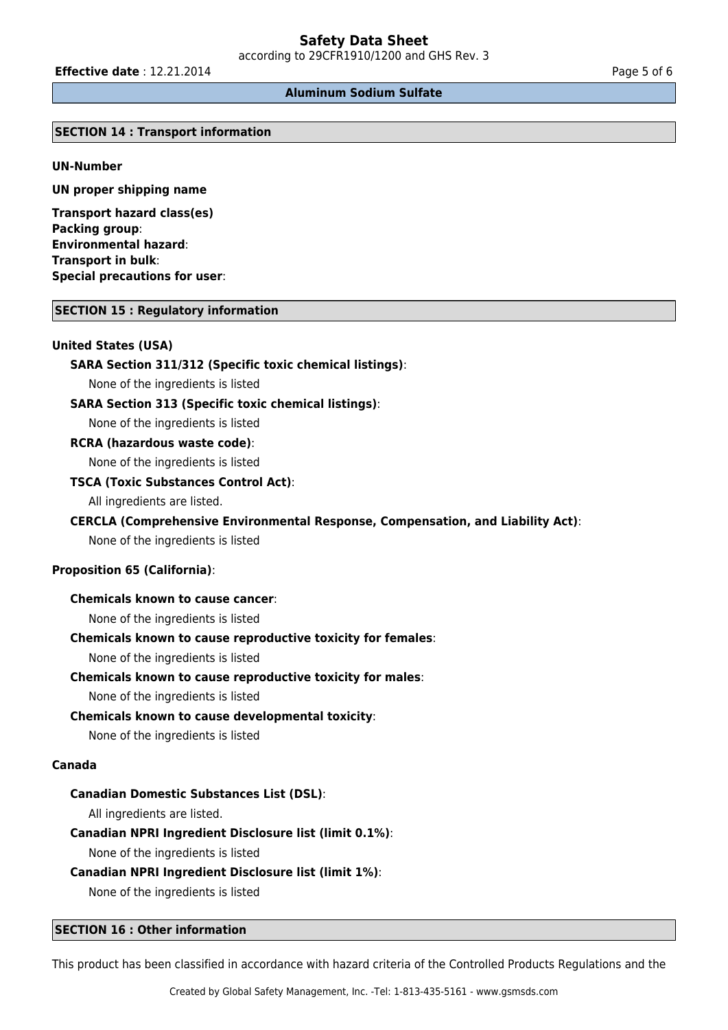## SECTION 14 : Transport information

**UN-Number**

**UN proper shipping name**

**Transport hazard class(es)**
**Packing group**:
**Environmental hazard**:
**Transport in bulk**:
**Special precautions for user**:

## SECTION 15 : Regulatory information

**United States (USA)**

**SARA Section 311/312 (Specific toxic chemical listings)**:

None of the ingredients is listed

**SARA Section 313 (Specific toxic chemical listings)**:

None of the ingredients is listed

**RCRA (hazardous waste code)**:

None of the ingredients is listed

**TSCA (Toxic Substances Control Act)**:

All ingredients are listed.

**CERCLA (Comprehensive Environmental Response, Compensation, and Liability Act)**:

None of the ingredients is listed

**Proposition 65 (California)**:

**Chemicals known to cause cancer**:

None of the ingredients is listed

**Chemicals known to cause reproductive toxicity for females**:

None of the ingredients is listed

**Chemicals known to cause reproductive toxicity for males**:

None of the ingredients is listed

**Chemicals known to cause developmental toxicity**:

None of the ingredients is listed

**Canada**

**Canadian Domestic Substances List (DSL)**:

All ingredients are listed.

**Canadian NPRI Ingredient Disclosure list (limit 0.1%)**:

None of the ingredients is listed

**Canadian NPRI Ingredient Disclosure list (limit 1%)**:

None of the ingredients is listed

## SECTION 16 : Other information

This product has been classified in accordance with hazard criteria of the Controlled Products Regulations and the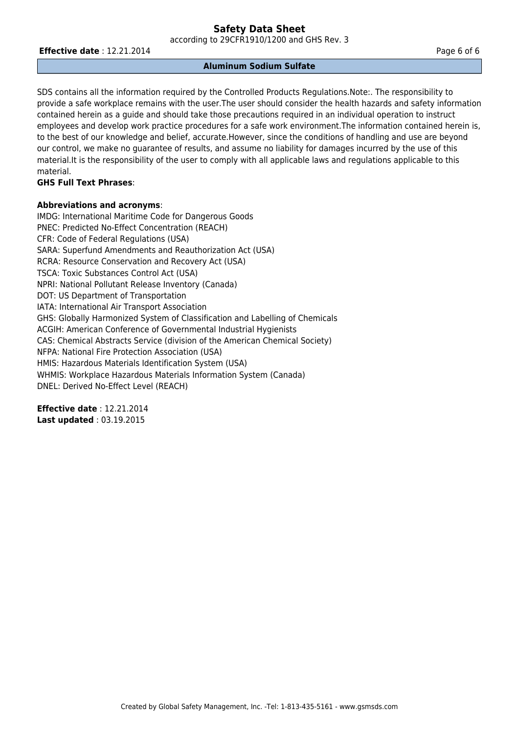SDS contains all the information required by the Controlled Products Regulations.Note:. The responsibility to provide a safe workplace remains with the user.The user should consider the health hazards and safety information contained herein as a guide and should take those precautions required in an individual operation to instruct employees and develop work practice procedures for a safe work environment.The information contained herein is, to the best of our knowledge and belief, accurate.However, since the conditions of handling and use are beyond our control, we make no guarantee of results, and assume no liability for damages incurred by the use of this material.It is the responsibility of the user to comply with all applicable laws and regulations applicable to this material.

**GHS Full Text Phrases**:

**Abbreviations and acronyms**:

IMDG: International Maritime Code for Dangerous Goods
PNEC: Predicted No-Effect Concentration (REACH)
CFR: Code of Federal Regulations (USA)
SARA: Superfund Amendments and Reauthorization Act (USA)
RCRA: Resource Conservation and Recovery Act (USA)
TSCA: Toxic Substances Control Act (USA)
NPRI: National Pollutant Release Inventory (Canada)
DOT: US Department of Transportation
IATA: International Air Transport Association
GHS: Globally Harmonized System of Classification and Labelling of Chemicals
ACGIH: American Conference of Governmental Industrial Hygienists
CAS: Chemical Abstracts Service (division of the American Chemical Society)
NFPA: National Fire Protection Association (USA)
HMIS: Hazardous Materials Identification System (USA)
WHMIS: Workplace Hazardous Materials Information System (Canada)
DNEL: Derived No-Effect Level (REACH)

**Effective date** : 12.21.2014
**Last updated** : 03.19.2015